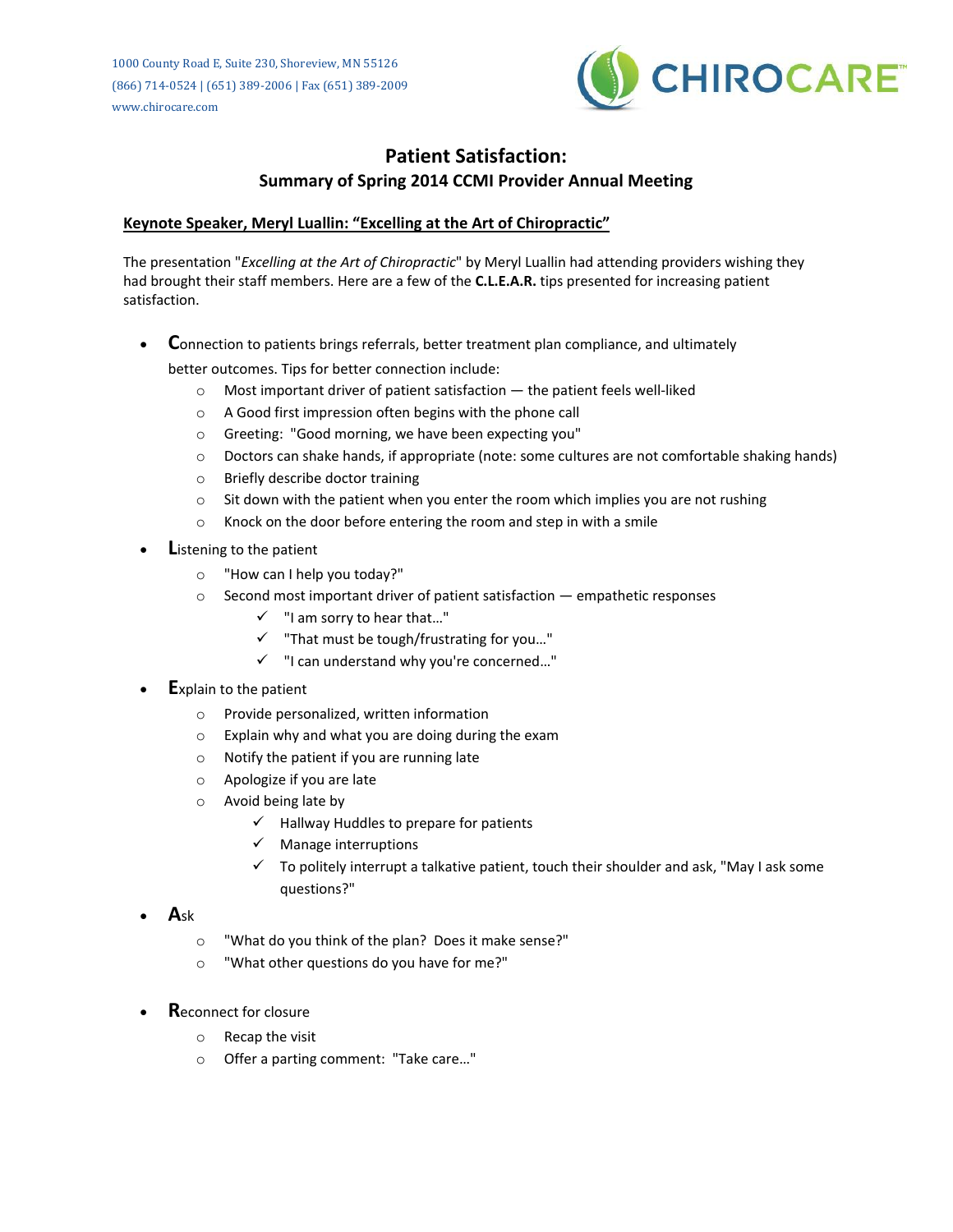1000 County Road E, Suite 230, Shoreview, MN 55126
(866) 714-0524 | (651) 389-2006 | Fax (651) 389-2009
www.chirocare.com

CHIROCARE™

# Patient Satisfaction:

## Summary of Spring 2014 CCMI Provider Annual Meeting

### Keynote Speaker, Meryl Luallin: "Excelling at the Art of Chiropractic"

The presentation "*Excelling at the Art of Chiropractic*" by Meryl Luallin had attending providers wishing they had brought their staff members. Here are a few of the **C.L.E.A.R.** tips presented for increasing patient satisfaction.

- **C**onnection to patients brings referrals, better treatment plan compliance, and ultimately better outcomes. Tips for better connection include:
  - Most important driver of patient satisfaction — the patient feels well-liked
  - A Good first impression often begins with the phone call
  - Greeting: "Good morning, we have been expecting you"
  - Doctors can shake hands, if appropriate (note: some cultures are not comfortable shaking hands)
  - Briefly describe doctor training
  - Sit down with the patient when you enter the room which implies you are not rushing
  - Knock on the door before entering the room and step in with a smile
- **L**istening to the patient
  - "How can I help you today?"
  - Second most important driver of patient satisfaction — empathetic responses
    - ✓ "I am sorry to hear that…"
    - ✓ "That must be tough/frustrating for you…"
    - ✓ "I can understand why you're concerned…"
- **E**xplain to the patient
  - Provide personalized, written information
  - Explain why and what you are doing during the exam
  - Notify the patient if you are running late
  - Apologize if you are late
  - Avoid being late by
    - ✓ Hallway Huddles to prepare for patients
    - ✓ Manage interruptions
    - ✓ To politely interrupt a talkative patient, touch their shoulder and ask, "May I ask some questions?"
- **A**sk
  - "What do you think of the plan? Does it make sense?"
  - "What other questions do you have for me?"
- **R**econnect for closure
  - Recap the visit
  - Offer a parting comment: "Take care…"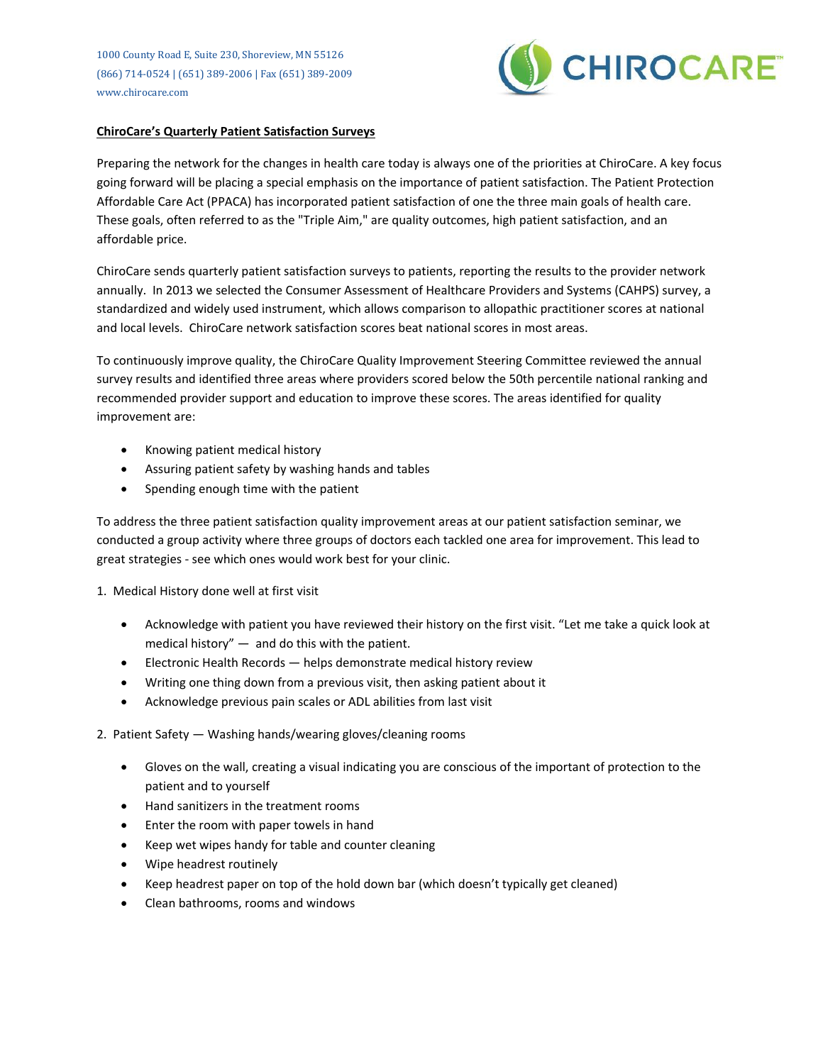1000 County Road E, Suite 230, Shoreview, MN 55126
(866) 714-0524 | (651) 389-2006 | Fax (651) 389-2009
www.chirocare.com

CHIROCARE™

**ChiroCare's Quarterly Patient Satisfaction Surveys**

Preparing the network for the changes in health care today is always one of the priorities at ChiroCare. A key focus going forward will be placing a special emphasis on the importance of patient satisfaction. The Patient Protection Affordable Care Act (PPACA) has incorporated patient satisfaction of one the three main goals of health care. These goals, often referred to as the "Triple Aim," are quality outcomes, high patient satisfaction, and an affordable price.

ChiroCare sends quarterly patient satisfaction surveys to patients, reporting the results to the provider network annually. In 2013 we selected the Consumer Assessment of Healthcare Providers and Systems (CAHPS) survey, a standardized and widely used instrument, which allows comparison to allopathic practitioner scores at national and local levels. ChiroCare network satisfaction scores beat national scores in most areas.

To continuously improve quality, the ChiroCare Quality Improvement Steering Committee reviewed the annual survey results and identified three areas where providers scored below the 50th percentile national ranking and recommended provider support and education to improve these scores. The areas identified for quality improvement are:

- Knowing patient medical history
- Assuring patient safety by washing hands and tables
- Spending enough time with the patient

To address the three patient satisfaction quality improvement areas at our patient satisfaction seminar, we conducted a group activity where three groups of doctors each tackled one area for improvement. This lead to great strategies - see which ones would work best for your clinic.

1. Medical History done well at first visit

   - Acknowledge with patient you have reviewed their history on the first visit. "Let me take a quick look at medical history" — and do this with the patient.
   - Electronic Health Records — helps demonstrate medical history review
   - Writing one thing down from a previous visit, then asking patient about it
   - Acknowledge previous pain scales or ADL abilities from last visit

2. Patient Safety — Washing hands/wearing gloves/cleaning rooms

   - Gloves on the wall, creating a visual indicating you are conscious of the important of protection to the patient and to yourself
   - Hand sanitizers in the treatment rooms
   - Enter the room with paper towels in hand
   - Keep wet wipes handy for table and counter cleaning
   - Wipe headrest routinely
   - Keep headrest paper on top of the hold down bar (which doesn't typically get cleaned)
   - Clean bathrooms, rooms and windows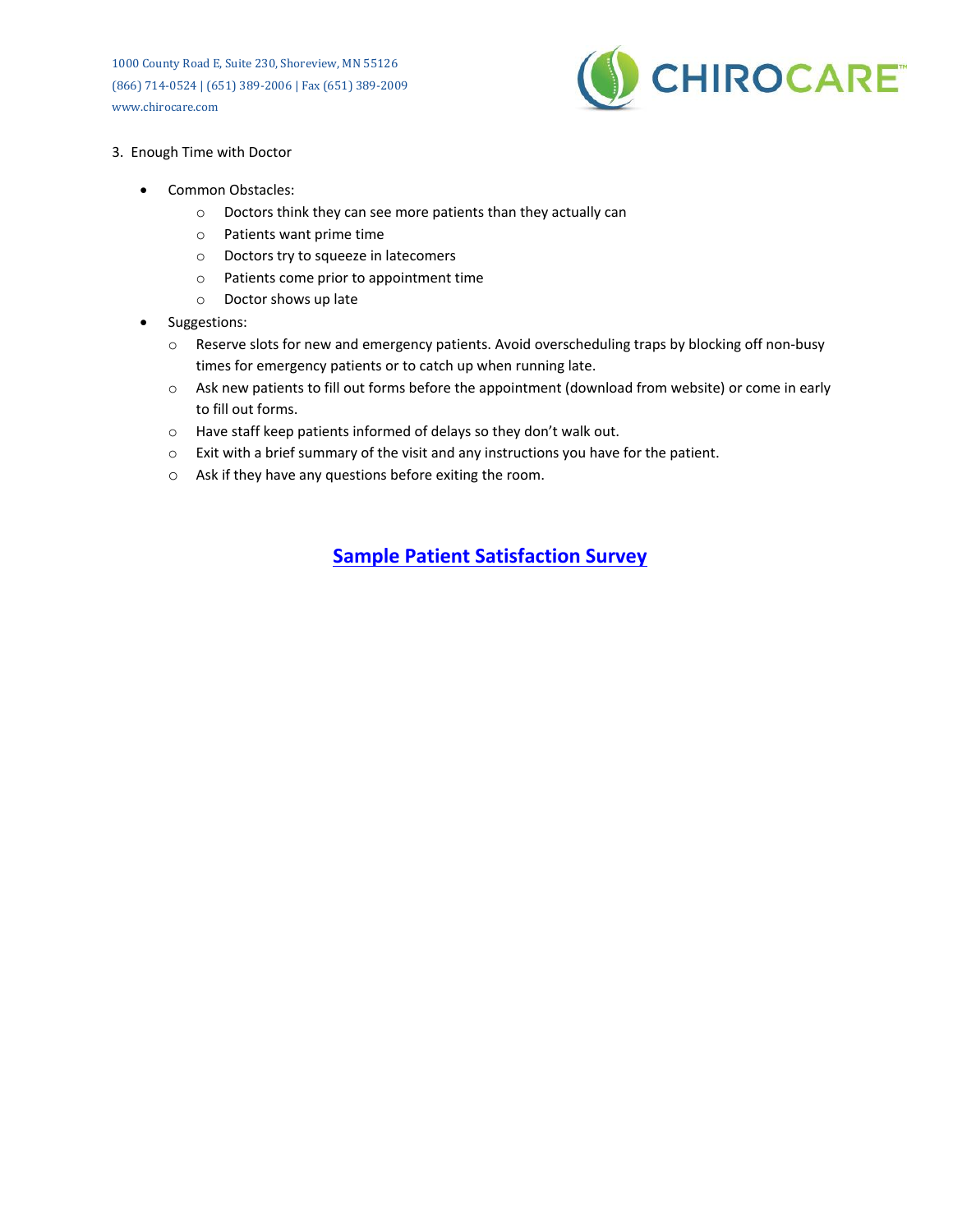3. Enough Time with Doctor

- Common Obstacles:
  - Doctors think they can see more patients than they actually can
  - Patients want prime time
  - Doctors try to squeeze in latecomers
  - Patients come prior to appointment time
  - Doctor shows up late
- Suggestions:
  - Reserve slots for new and emergency patients. Avoid overscheduling traps by blocking off non-busy times for emergency patients or to catch up when running late.
  - Ask new patients to fill out forms before the appointment (download from website) or come in early to fill out forms.
  - Have staff keep patients informed of delays so they don't walk out.
  - Exit with a brief summary of the visit and any instructions you have for the patient.
  - Ask if they have any questions before exiting the room.

**Sample Patient Satisfaction Survey**